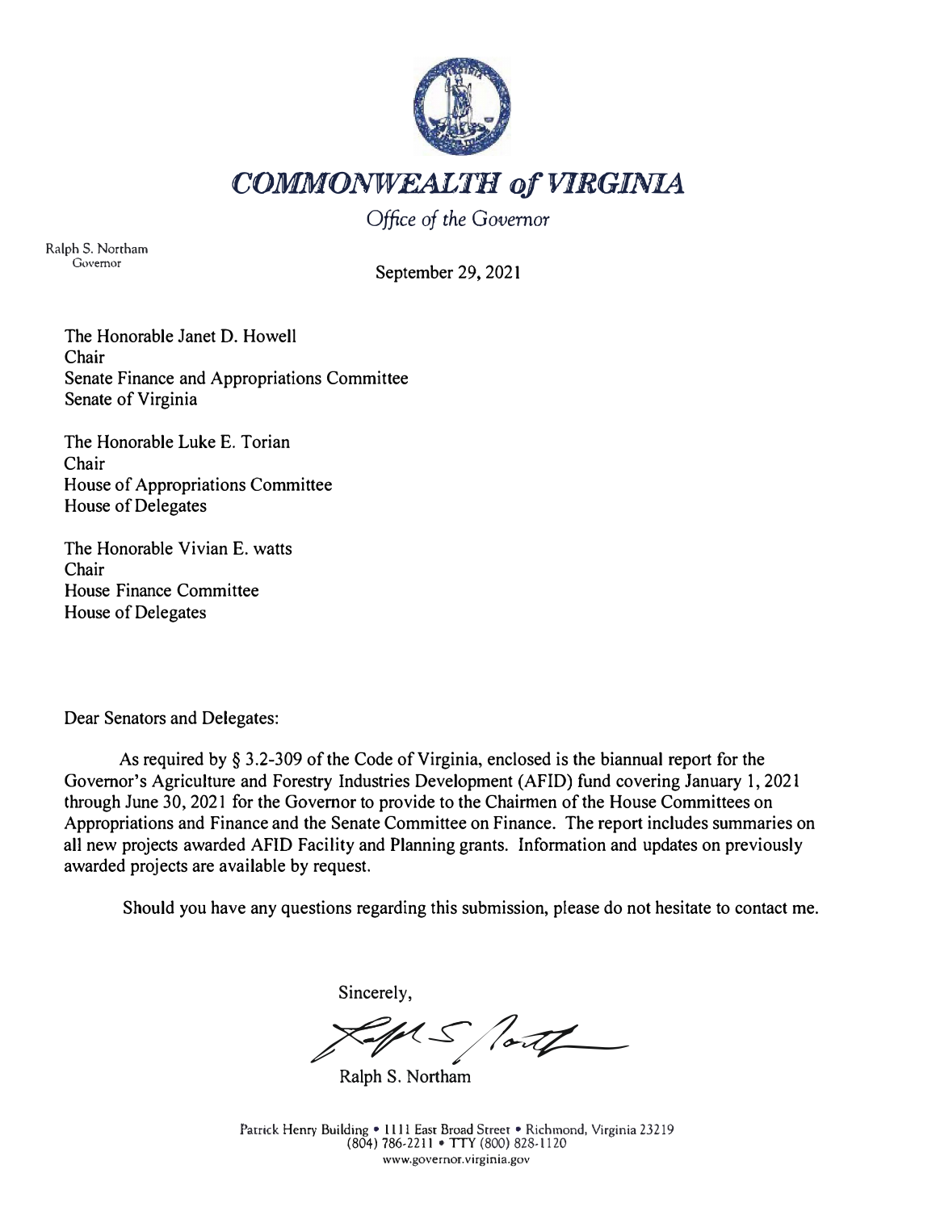# *COMMONWEALTH of VIRGINIA*

*Office of the Governor*

Ralph S. Northam
Governor

September 29, 2021

The Honorable Janet D. Howell
Chair
Senate Finance and Appropriations Committee
Senate of Virginia

The Honorable Luke E. Torian
Chair
House of Appropriations Committee
House of Delegates

The Honorable Vivian E. watts
Chair
House Finance Committee
House of Delegates

Dear Senators and Delegates:

As required by § 3.2-309 of the Code of Virginia, enclosed is the biannual report for the Governor's Agriculture and Forestry Industries Development (AFID) fund covering January 1, 2021 through June 30, 2021 for the Governor to provide to the Chairmen of the House Committees on Appropriations and Finance and the Senate Committee on Finance. The report includes summaries on all new projects awarded AFID Facility and Planning grants. Information and updates on previously awarded projects are available by request.

Should you have any questions regarding this submission, please do not hesitate to contact me.

Sincerely,

Ralph S. Northam

Patrick Henry Building • 1111 East Broad Street • Richmond, Virginia 23219
(804) 786-2211 • TTY (800) 828-1120
www.governor.virginia.gov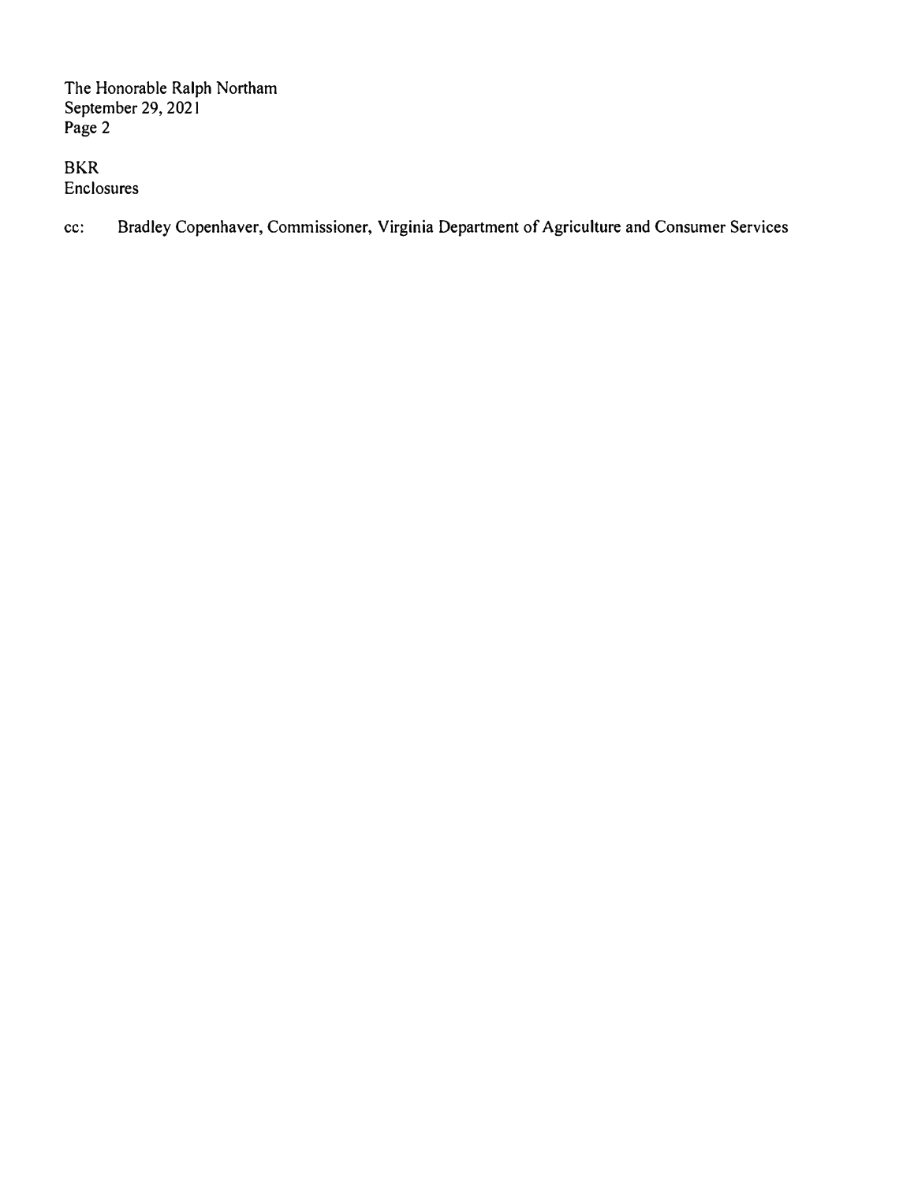The Honorable Ralph Northam
September 29, 2021
Page 2

BKR
Enclosures

cc: Bradley Copenhaver, Commissioner, Virginia Department of Agriculture and Consumer Services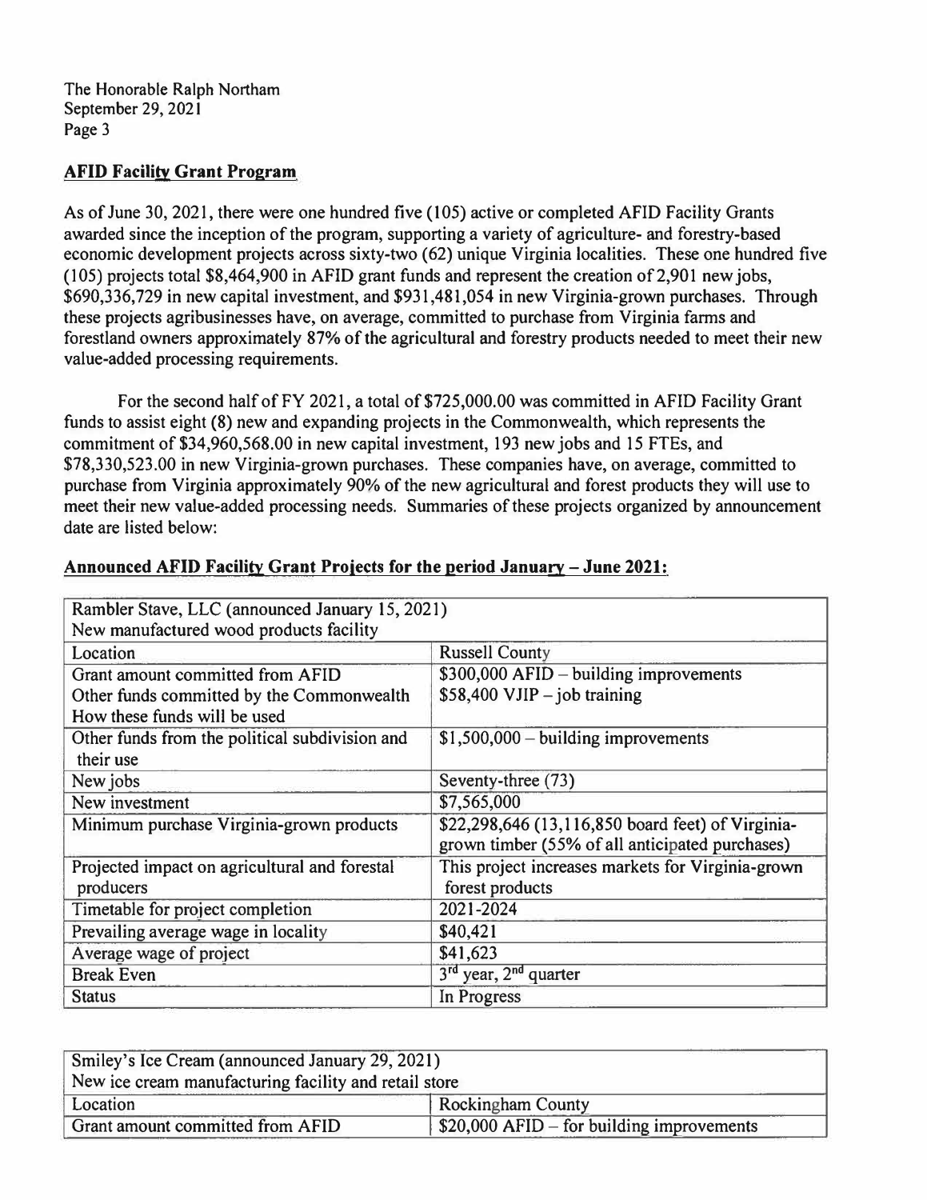**AFID Facility Grant Program**

As of June 30, 2021, there were one hundred five (105) active or completed AFID Facility Grants awarded since the inception of the program, supporting a variety of agriculture- and forestry-based economic development projects across sixty-two (62) unique Virginia localities. These one hundred five (105) projects total $8,464,900 in AFID grant funds and represent the creation of 2,901 new jobs, $690,336,729 in new capital investment, and $931,481,054 in new Virginia-grown purchases. Through these projects agribusinesses have, on average, committed to purchase from Virginia farms and forestland owners approximately 87% of the agricultural and forestry products needed to meet their new value-added processing requirements.

For the second half of FY 2021, a total of $725,000.00 was committed in AFID Facility Grant funds to assist eight (8) new and expanding projects in the Commonwealth, which represents the commitment of $34,960,568.00 in new capital investment, 193 new jobs and 15 FTEs, and $78,330,523.00 in new Virginia-grown purchases. These companies have, on average, committed to purchase from Virginia approximately 90% of the new agricultural and forest products they will use to meet their new value-added processing needs. Summaries of these projects organized by announcement date are listed below:

**Announced AFID Facility Grant Projects for the period January – June 2021:**

| Rambler Stave, LLC (announced January 15, 2021)<br>New manufactured wood products facility | |
|---|---|
| Location | Russell County |
| Grant amount committed from AFID<br>Other funds committed by the Commonwealth<br>How these funds will be used | $300,000 AFID – building improvements<br>$58,400 VJIP – job training |
| Other funds from the political subdivision and their use | $1,500,000 – building improvements |
| New jobs | Seventy-three (73) |
| New investment | $7,565,000 |
| Minimum purchase Virginia-grown products | $22,298,646 (13,116,850 board feet) of Virginia-grown timber (55% of all anticipated purchases) |
| Projected impact on agricultural and forestal producers | This project increases markets for Virginia-grown forest products |
| Timetable for project completion | 2021-2024 |
| Prevailing average wage in locality | $40,421 |
| Average wage of project | $41,623 |
| Break Even | 3rd year, 2nd quarter |
| Status | In Progress |

| Smiley's Ice Cream (announced January 29, 2021)<br>New ice cream manufacturing facility and retail store | |
|---|---|
| Location | Rockingham County |
| Grant amount committed from AFID | $20,000 AFID – for building improvements |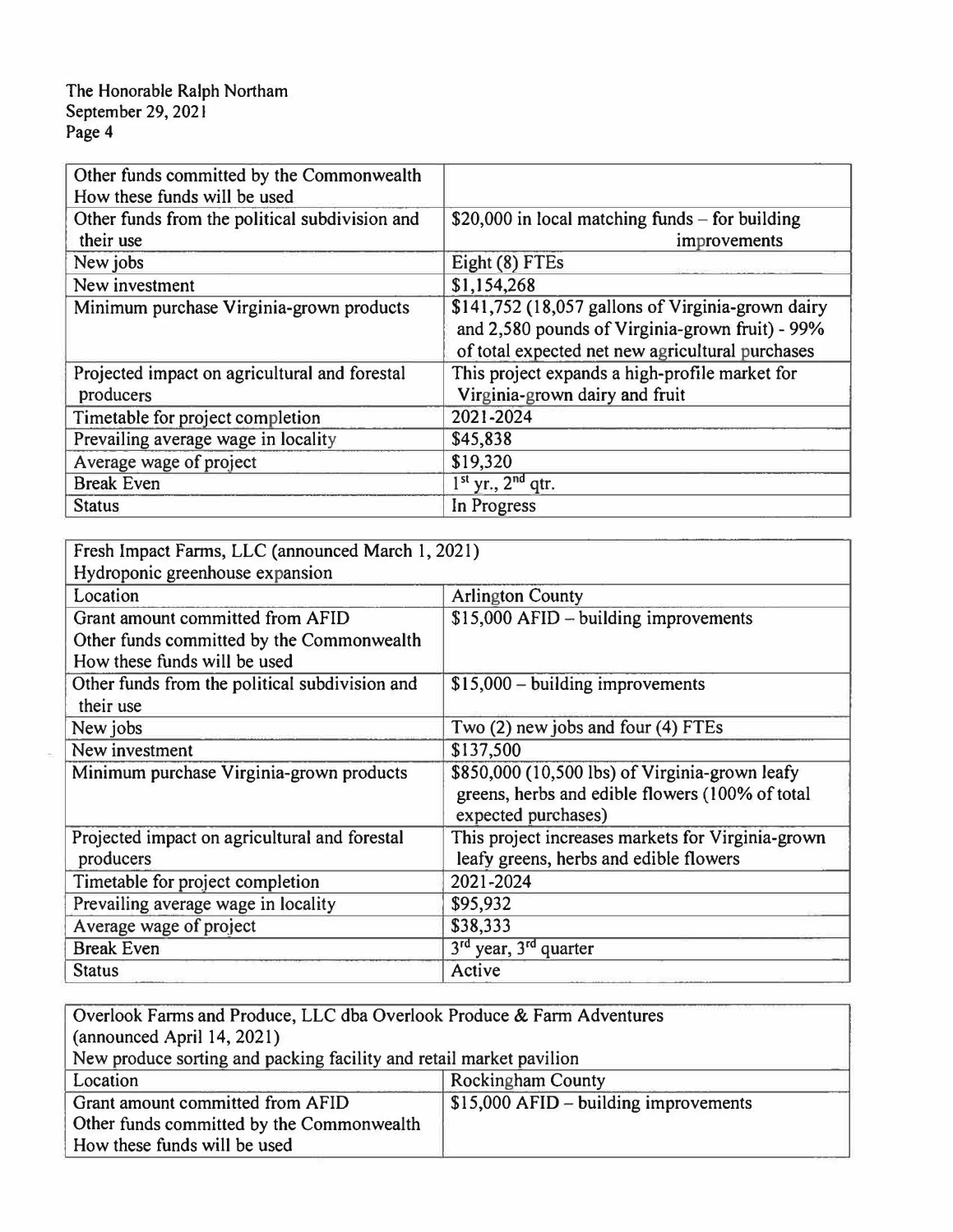| Other funds committed by the Commonwealth<br>How these funds will be used | |
|---|---|
| Other funds from the political subdivision and their use | \$20,000 in local matching funds – for building improvements |
| New jobs | Eight (8) FTEs |
| New investment | \$1,154,268 |
| Minimum purchase Virginia-grown products | \$141,752 (18,057 gallons of Virginia-grown dairy and 2,580 pounds of Virginia-grown fruit) - 99% of total expected net new agricultural purchases |
| Projected impact on agricultural and forestal producers | This project expands a high-profile market for Virginia-grown dairy and fruit |
| Timetable for project completion | 2021-2024 |
| Prevailing average wage in locality | \$45,838 |
| Average wage of project | \$19,320 |
| Break Even | 1st yr., 2nd qtr. |
| Status | In Progress |

| Fresh Impact Farms, LLC (announced March 1, 2021)<br>Hydroponic greenhouse expansion | |
|---|---|
| Location | Arlington County |
| Grant amount committed from AFID<br>Other funds committed by the Commonwealth<br>How these funds will be used | \$15,000 AFID – building improvements |
| Other funds from the political subdivision and their use | \$15,000 – building improvements |
| New jobs | Two (2) new jobs and four (4) FTEs |
| New investment | \$137,500 |
| Minimum purchase Virginia-grown products | \$850,000 (10,500 lbs) of Virginia-grown leafy greens, herbs and edible flowers (100% of total expected purchases) |
| Projected impact on agricultural and forestal producers | This project increases markets for Virginia-grown leafy greens, herbs and edible flowers |
| Timetable for project completion | 2021-2024 |
| Prevailing average wage in locality | \$95,932 |
| Average wage of project | \$38,333 |
| Break Even | 3rd year, 3rd quarter |
| Status | Active |

| Overlook Farms and Produce, LLC dba Overlook Produce & Farm Adventures<br>(announced April 14, 2021)<br>New produce sorting and packing facility and retail market pavilion | |
|---|---|
| Location | Rockingham County |
| Grant amount committed from AFID<br>Other funds committed by the Commonwealth<br>How these funds will be used | \$15,000 AFID – building improvements |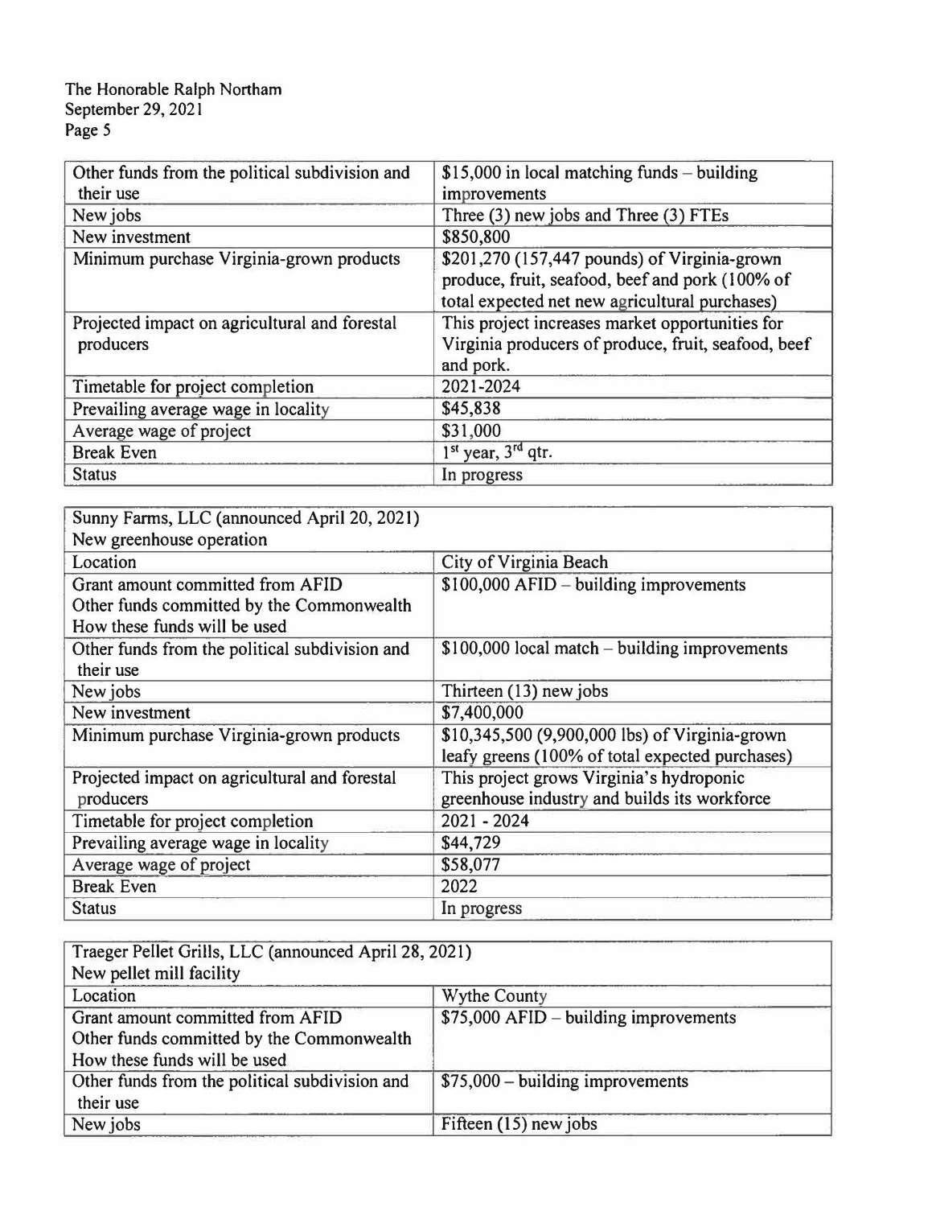The Honorable Ralph Northam
September 29, 2021

| | |
|---|---|
| Other funds from the political subdivision and their use | $15,000 in local matching funds – building improvements |
| New jobs | Three (3) new jobs and Three (3) FTEs |
| New investment | $850,800 |
| Minimum purchase Virginia-grown products | $201,270 (157,447 pounds) of Virginia-grown produce, fruit, seafood, beef and pork (100% of total expected net new agricultural purchases) |
| Projected impact on agricultural and forestal producers | This project increases market opportunities for Virginia producers of produce, fruit, seafood, beef and pork. |
| Timetable for project completion | 2021-2024 |
| Prevailing average wage in locality | $45,838 |
| Average wage of project | $31,000 |
| Break Even | 1st year, 3rd qtr. |
| Status | In progress |

| Sunny Farms, LLC (announced April 20, 2021) New greenhouse operation | |
|---|---|
| Location | City of Virginia Beach |
| Grant amount committed from AFID Other funds committed by the Commonwealth How these funds will be used | $100,000 AFID – building improvements |
| Other funds from the political subdivision and their use | $100,000 local match – building improvements |
| New jobs | Thirteen (13) new jobs |
| New investment | $7,400,000 |
| Minimum purchase Virginia-grown products | $10,345,500 (9,900,000 lbs) of Virginia-grown leafy greens (100% of total expected purchases) |
| Projected impact on agricultural and forestal producers | This project grows Virginia's hydroponic greenhouse industry and builds its workforce |
| Timetable for project completion | 2021 - 2024 |
| Prevailing average wage in locality | $44,729 |
| Average wage of project | $58,077 |
| Break Even | 2022 |
| Status | In progress |

| Traeger Pellet Grills, LLC (announced April 28, 2021) New pellet mill facility | |
|---|---|
| Location | Wythe County |
| Grant amount committed from AFID Other funds committed by the Commonwealth How these funds will be used | $75,000 AFID – building improvements |
| Other funds from the political subdivision and their use | $75,000 – building improvements |
| New jobs | Fifteen (15) new jobs |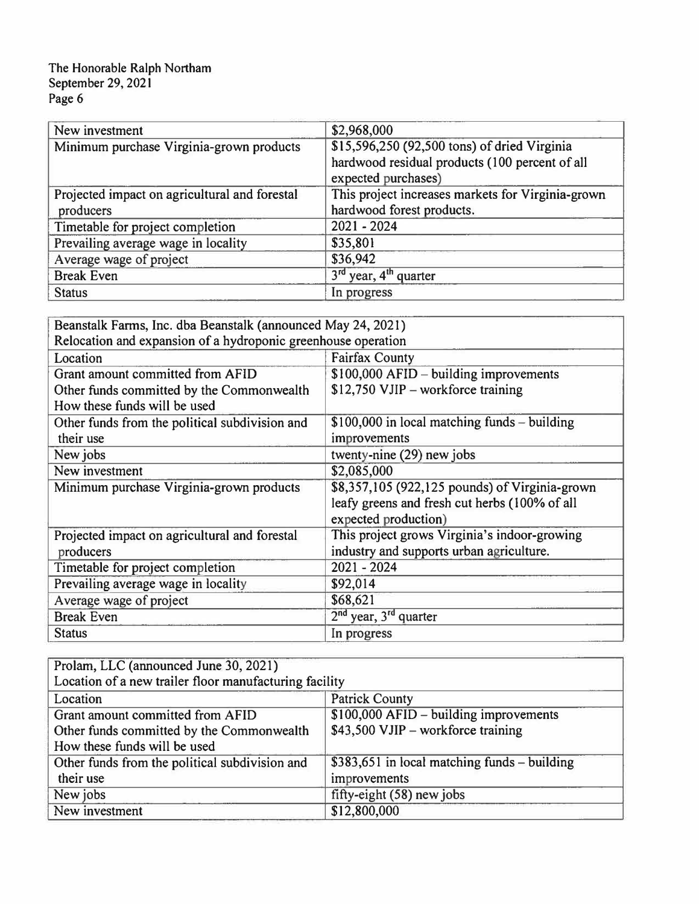| New investment | $2,968,000 |
|---|---|
| Minimum purchase Virginia-grown products | $15,596,250 (92,500 tons) of dried Virginia hardwood residual products (100 percent of all expected purchases) |
| Projected impact on agricultural and forestal producers | This project increases markets for Virginia-grown hardwood forest products. |
| Timetable for project completion | 2021 - 2024 |
| Prevailing average wage in locality | $35,801 |
| Average wage of project | $36,942 |
| Break Even | 3rd year, 4th quarter |
| Status | In progress |

| Beanstalk Farms, Inc. dba Beanstalk (announced May 24, 2021)<br>Relocation and expansion of a hydroponic greenhouse operation | |
|---|---|
| Location | Fairfax County |
| Grant amount committed from AFID<br>Other funds committed by the Commonwealth<br>How these funds will be used | $100,000 AFID – building improvements<br>$12,750 VJIP – workforce training |
| Other funds from the political subdivision and their use | $100,000 in local matching funds – building improvements |
| New jobs | twenty-nine (29) new jobs |
| New investment | $2,085,000 |
| Minimum purchase Virginia-grown products | $8,357,105 (922,125 pounds) of Virginia-grown leafy greens and fresh cut herbs (100% of all expected production) |
| Projected impact on agricultural and forestal producers | This project grows Virginia's indoor-growing industry and supports urban agriculture. |
| Timetable for project completion | 2021 - 2024 |
| Prevailing average wage in locality | $92,014 |
| Average wage of project | $68,621 |
| Break Even | 2nd year, 3rd quarter |
| Status | In progress |

| Prolam, LLC (announced June 30, 2021)<br>Location of a new trailer floor manufacturing facility | |
|---|---|
| Location | Patrick County |
| Grant amount committed from AFID<br>Other funds committed by the Commonwealth<br>How these funds will be used | $100,000 AFID – building improvements<br>$43,500 VJIP – workforce training |
| Other funds from the political subdivision and their use | $383,651 in local matching funds – building improvements |
| New jobs | fifty-eight (58) new jobs |
| New investment | $12,800,000 |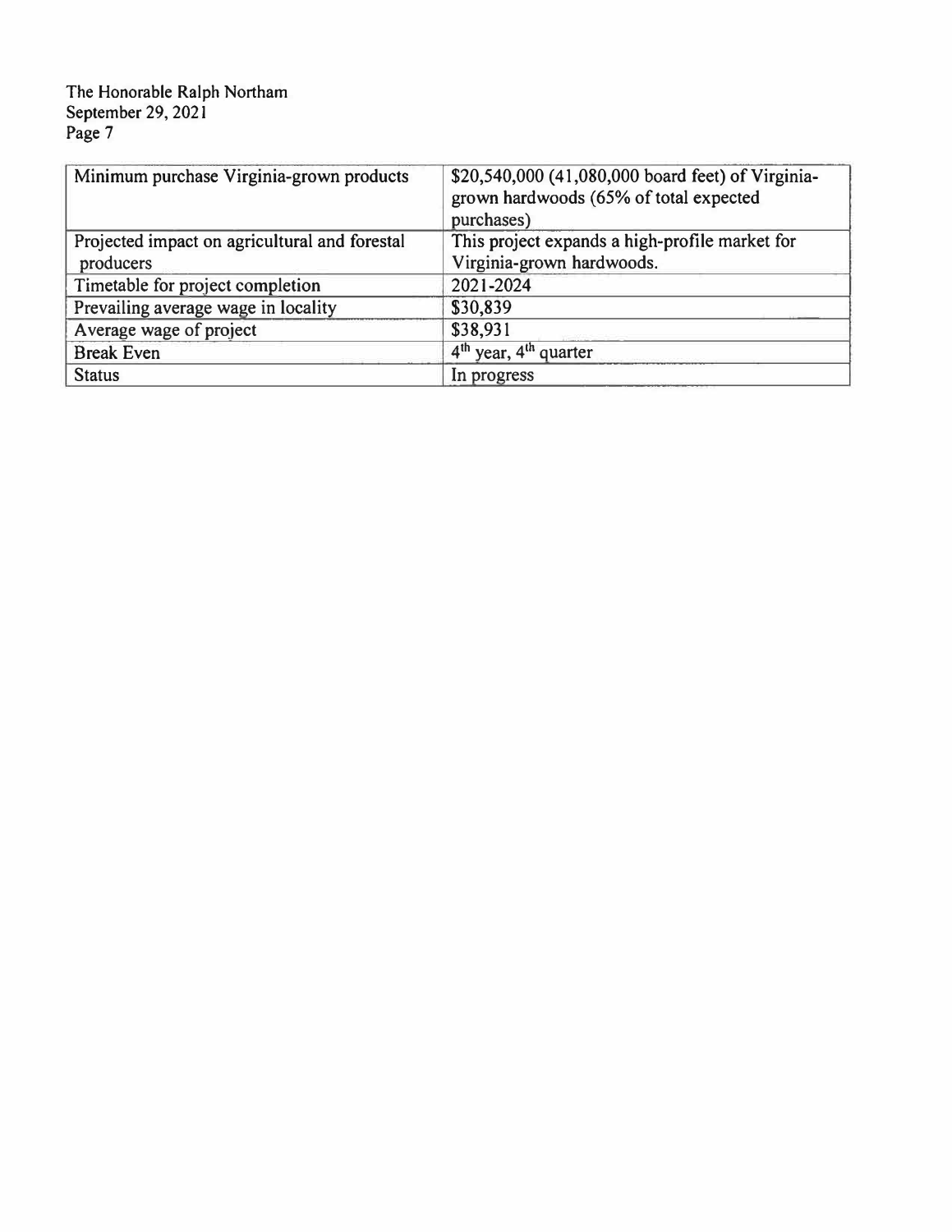| Minimum purchase Virginia-grown products | $20,540,000 (41,080,000 board feet) of Virginia-grown hardwoods (65% of total expected purchases) |
| --- | --- |
| Projected impact on agricultural and forestal producers | This project expands a high-profile market for Virginia-grown hardwoods. |
| Timetable for project completion | 2021-2024 |
| Prevailing average wage in locality | $30,839 |
| Average wage of project | $38,931 |
| Break Even | 4th year, 4th quarter |
| Status | In progress |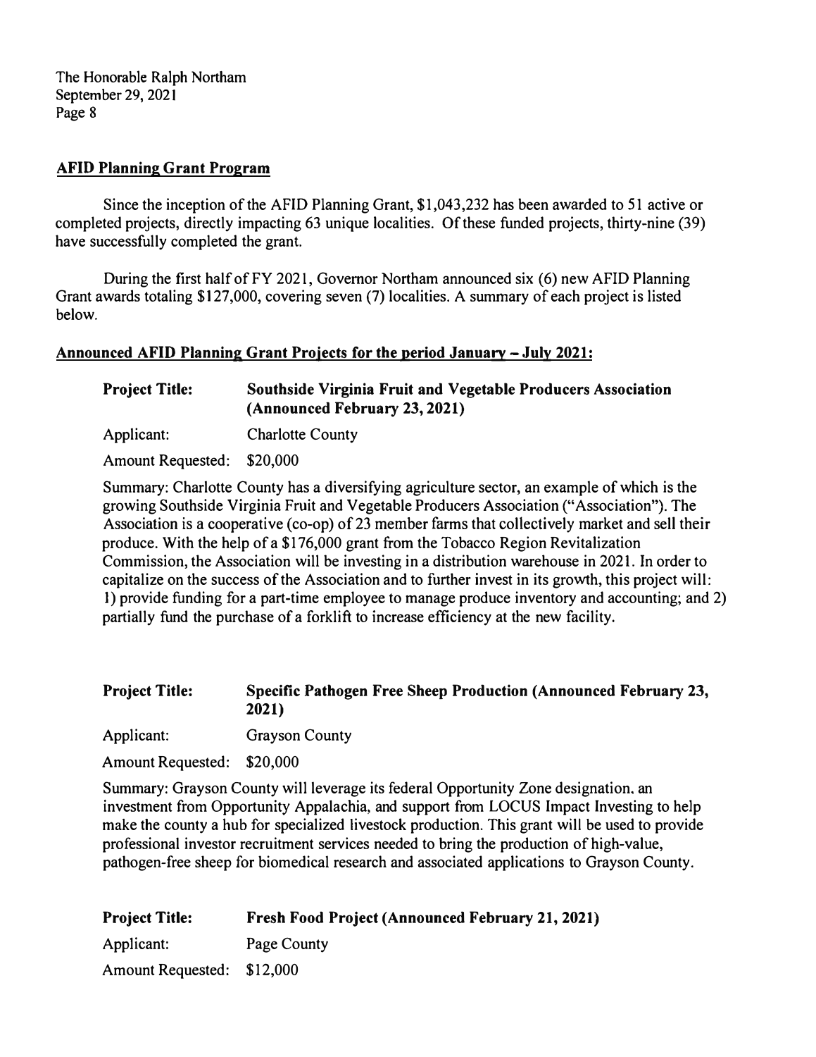## AFID Planning Grant Program

Since the inception of the AFID Planning Grant, $1,043,232 has been awarded to 51 active or completed projects, directly impacting 63 unique localities. Of these funded projects, thirty-nine (39) have successfully completed the grant.

During the first half of FY 2021, Governor Northam announced six (6) new AFID Planning Grant awards totaling $127,000, covering seven (7) localities. A summary of each project is listed below.

### Announced AFID Planning Grant Projects for the period January – July 2021:

**Project Title:** **Southside Virginia Fruit and Vegetable Producers Association (Announced February 23, 2021)**

Applicant: Charlotte County

Amount Requested: $20,000

Summary: Charlotte County has a diversifying agriculture sector, an example of which is the growing Southside Virginia Fruit and Vegetable Producers Association ("Association"). The Association is a cooperative (co-op) of 23 member farms that collectively market and sell their produce. With the help of a $176,000 grant from the Tobacco Region Revitalization Commission, the Association will be investing in a distribution warehouse in 2021. In order to capitalize on the success of the Association and to further invest in its growth, this project will: 1) provide funding for a part-time employee to manage produce inventory and accounting; and 2) partially fund the purchase of a forklift to increase efficiency at the new facility.

**Project Title:** **Specific Pathogen Free Sheep Production (Announced February 23, 2021)**

Applicant: Grayson County

Amount Requested: $20,000

Summary: Grayson County will leverage its federal Opportunity Zone designation, an investment from Opportunity Appalachia, and support from LOCUS Impact Investing to help make the county a hub for specialized livestock production. This grant will be used to provide professional investor recruitment services needed to bring the production of high-value, pathogen-free sheep for biomedical research and associated applications to Grayson County.

**Project Title:** **Fresh Food Project (Announced February 21, 2021)**

Applicant: Page County

Amount Requested: $12,000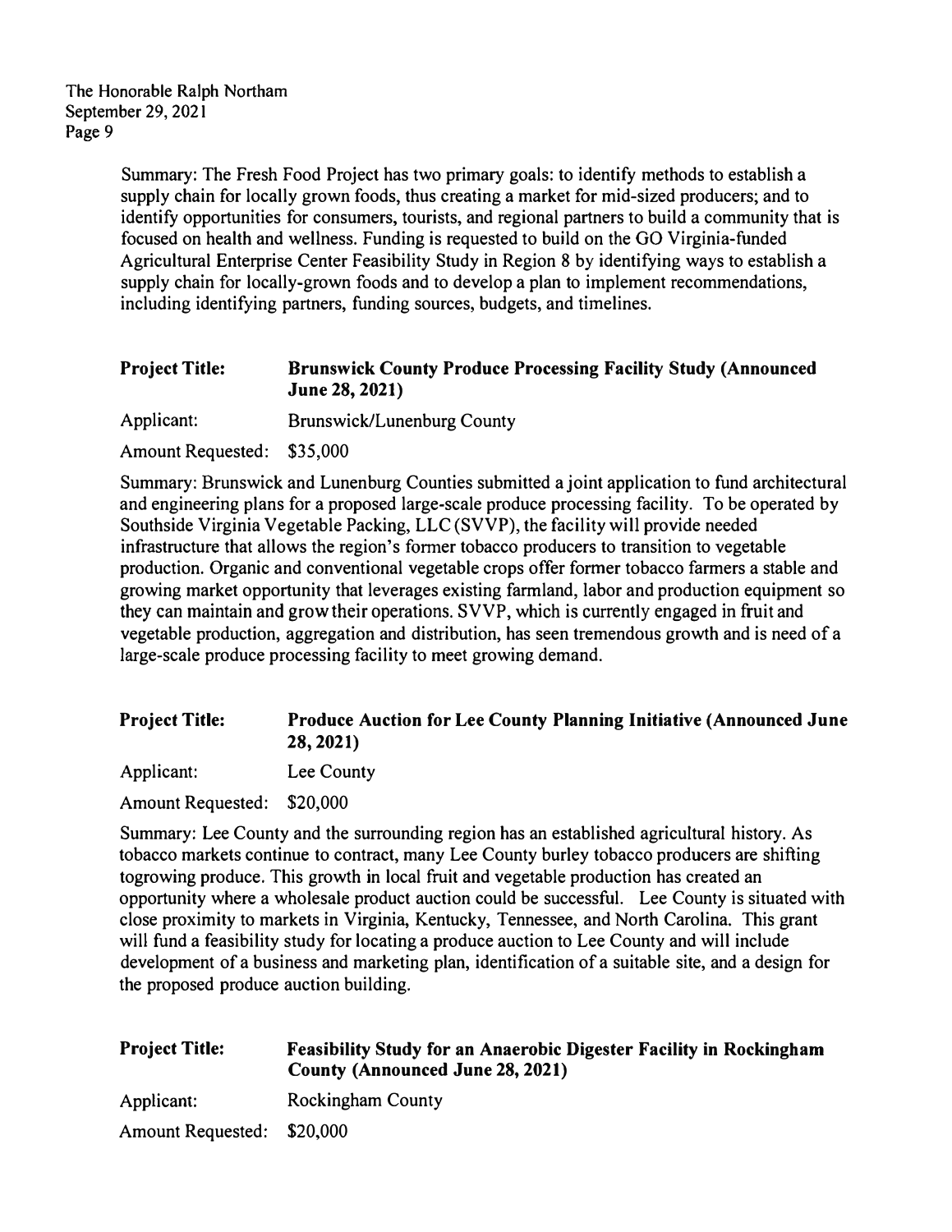Summary: The Fresh Food Project has two primary goals: to identify methods to establish a supply chain for locally grown foods, thus creating a market for mid-sized producers; and to identify opportunities for consumers, tourists, and regional partners to build a community that is focused on health and wellness. Funding is requested to build on the GO Virginia-funded Agricultural Enterprise Center Feasibility Study in Region 8 by identifying ways to establish a supply chain for locally-grown foods and to develop a plan to implement recommendations, including identifying partners, funding sources, budgets, and timelines.

**Project Title:** **Brunswick County Produce Processing Facility Study (Announced June 28, 2021)**

Applicant: Brunswick/Lunenburg County

Amount Requested: $35,000

Summary: Brunswick and Lunenburg Counties submitted a joint application to fund architectural and engineering plans for a proposed large-scale produce processing facility. To be operated by Southside Virginia Vegetable Packing, LLC (SVVP), the facility will provide needed infrastructure that allows the region's former tobacco producers to transition to vegetable production. Organic and conventional vegetable crops offer former tobacco farmers a stable and growing market opportunity that leverages existing farmland, labor and production equipment so they can maintain and grow their operations. SVVP, which is currently engaged in fruit and vegetable production, aggregation and distribution, has seen tremendous growth and is need of a large-scale produce processing facility to meet growing demand.

**Project Title:** **Produce Auction for Lee County Planning Initiative (Announced June 28, 2021)**

Applicant: Lee County

Amount Requested: $20,000

Summary: Lee County and the surrounding region has an established agricultural history. As tobacco markets continue to contract, many Lee County burley tobacco producers are shifting togrowing produce. This growth in local fruit and vegetable production has created an opportunity where a wholesale product auction could be successful. Lee County is situated with close proximity to markets in Virginia, Kentucky, Tennessee, and North Carolina. This grant will fund a feasibility study for locating a produce auction to Lee County and will include development of a business and marketing plan, identification of a suitable site, and a design for the proposed produce auction building.

**Project Title:** **Feasibility Study for an Anaerobic Digester Facility in Rockingham County (Announced June 28, 2021)**

Applicant: Rockingham County

Amount Requested: $20,000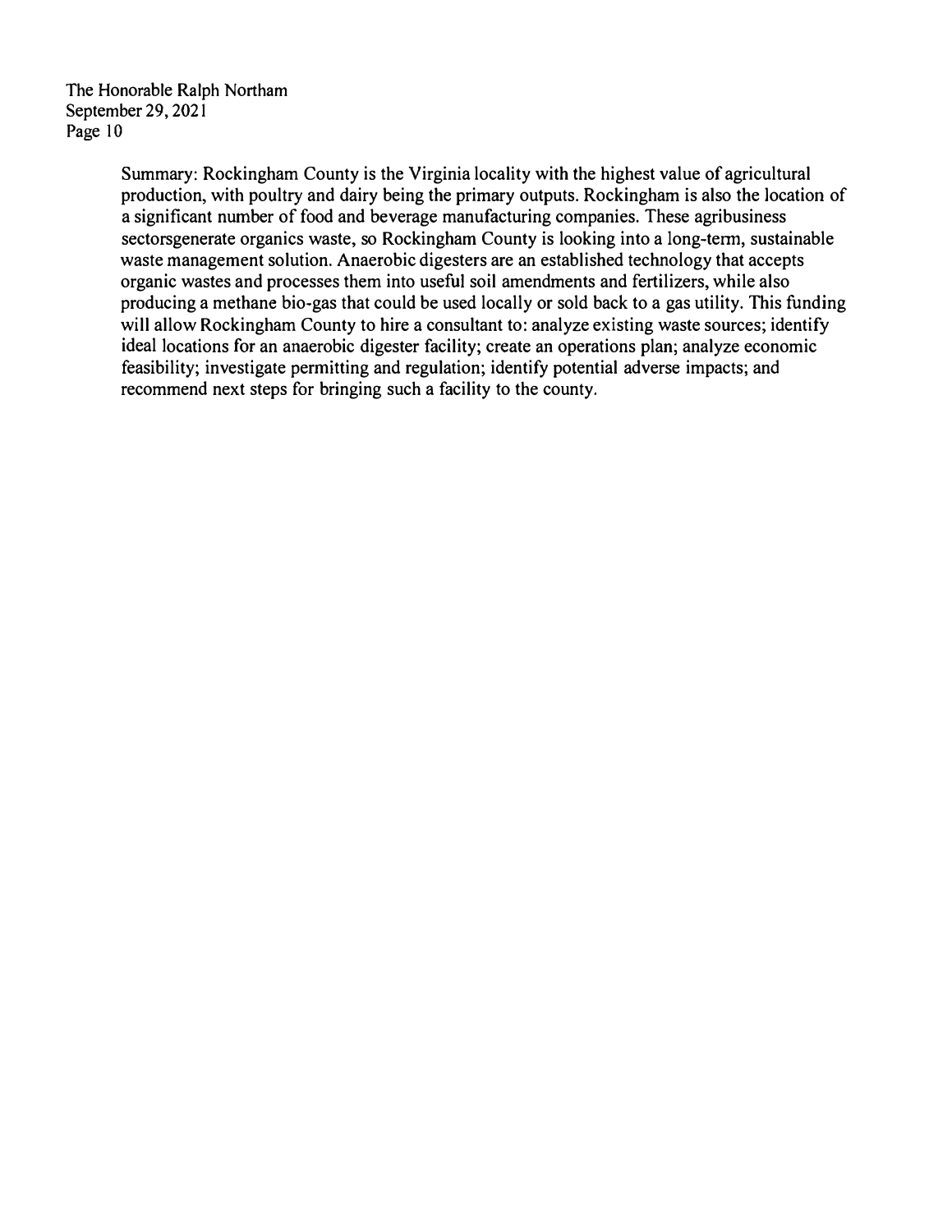Summary: Rockingham County is the Virginia locality with the highest value of agricultural production, with poultry and dairy being the primary outputs. Rockingham is also the location of a significant number of food and beverage manufacturing companies. These agribusiness sectorsgenerate organics waste, so Rockingham County is looking into a long-term, sustainable waste management solution. Anaerobic digesters are an established technology that accepts organic wastes and processes them into useful soil amendments and fertilizers, while also producing a methane bio-gas that could be used locally or sold back to a gas utility. This funding will allow Rockingham County to hire a consultant to: analyze existing waste sources; identify ideal locations for an anaerobic digester facility; create an operations plan; analyze economic feasibility; investigate permitting and regulation; identify potential adverse impacts; and recommend next steps for bringing such a facility to the county.